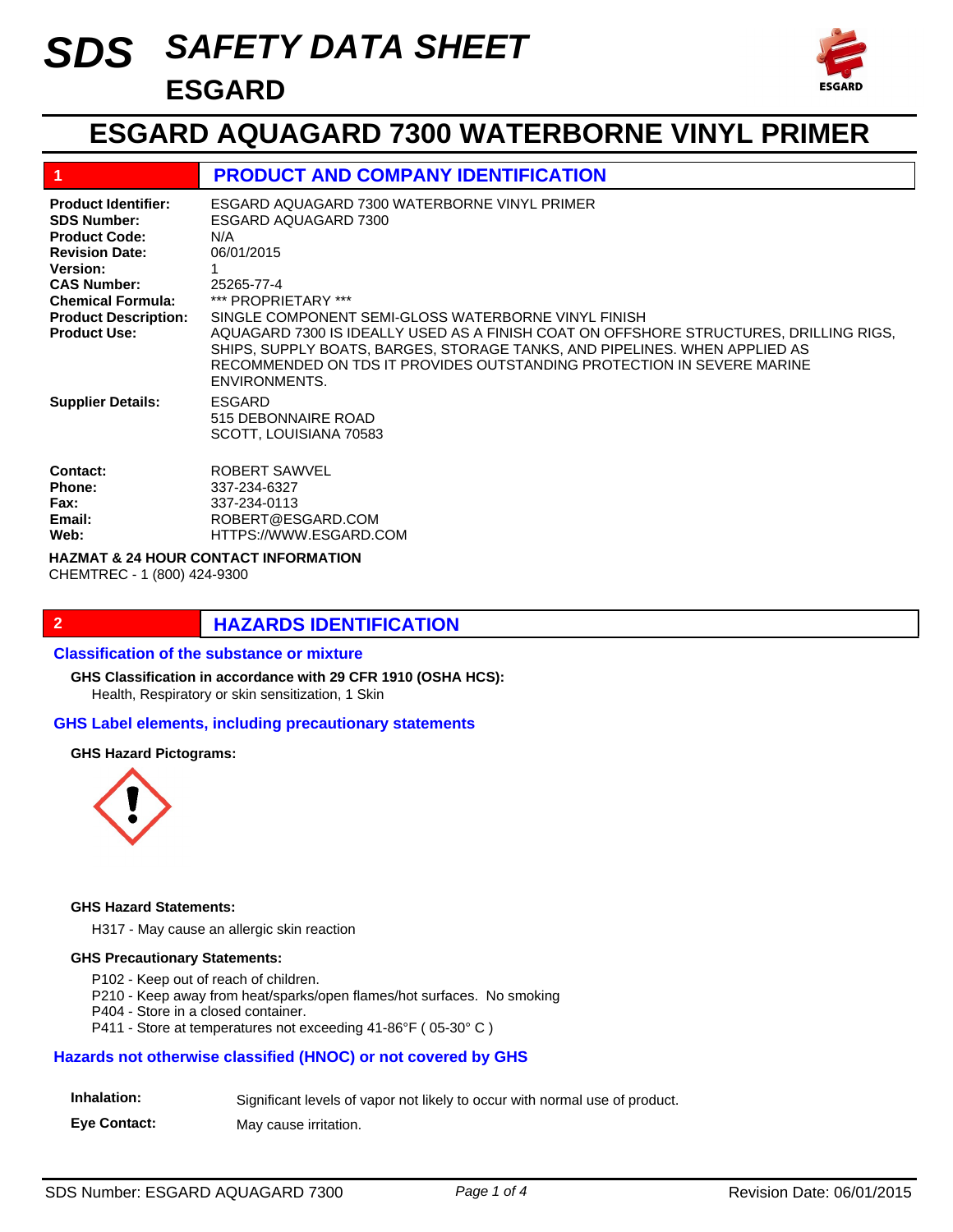# SDS SAFETY DATA SHEET

## ESGARD

# ESGARD AQUAGARD 7300 WATERBORNE VINYL PRIMER

## 1 PRODUCT AND COMPANY IDENTIFICATION

**Product Identifier:** ESGARD AQUAGARD 7300 WATERBORNE VINYL PRIMER
**SDS Number:** ESGARD AQUAGARD 7300
**Product Code:** N/A
**Revision Date:** 06/01/2015
**Version:** 1
**CAS Number:** 25265-77-4
**Chemical Formula:** *** PROPRIETARY ***
**Product Description:** SINGLE COMPONENT SEMI-GLOSS WATERBORNE VINYL FINISH
**Product Use:** AQUAGARD 7300 IS IDEALLY USED AS A FINISH COAT ON OFFSHORE STRUCTURES, DRILLING RIGS, SHIPS, SUPPLY BOATS, BARGES, STORAGE TANKS, AND PIPELINES. WHEN APPLIED AS RECOMMENDED ON TDS IT PROVIDES OUTSTANDING PROTECTION IN SEVERE MARINE ENVIRONMENTS.

**Supplier Details:** ESGARD
515 DEBONNAIRE ROAD
SCOTT, LOUISIANA 70583

**Contact:** ROBERT SAWVEL
**Phone:** 337-234-6327
**Fax:** 337-234-0113
**Email:** ROBERT@ESGARD.COM
**Web:** HTTPS://WWW.ESGARD.COM

**HAZMAT & 24 HOUR CONTACT INFORMATION**
CHEMTREC - 1 (800) 424-9300

## 2 HAZARDS IDENTIFICATION

### Classification of the substance or mixture

**GHS Classification in accordance with 29 CFR 1910 (OSHA HCS):**
Health, Respiratory or skin sensitization, 1 Skin

### GHS Label elements, including precautionary statements

**GHS Hazard Pictograms:**

**GHS Hazard Statements:**

H317 - May cause an allergic skin reaction

**GHS Precautionary Statements:**

P102 - Keep out of reach of children.
P210 - Keep away from heat/sparks/open flames/hot surfaces. No smoking
P404 - Store in a closed container.
P411 - Store at temperatures not exceeding 41-86°F ( 05-30° C )

### Hazards not otherwise classified (HNOC) or not covered by GHS

**Inhalation:** Significant levels of vapor not likely to occur with normal use of product.

**Eye Contact:** May cause irritation.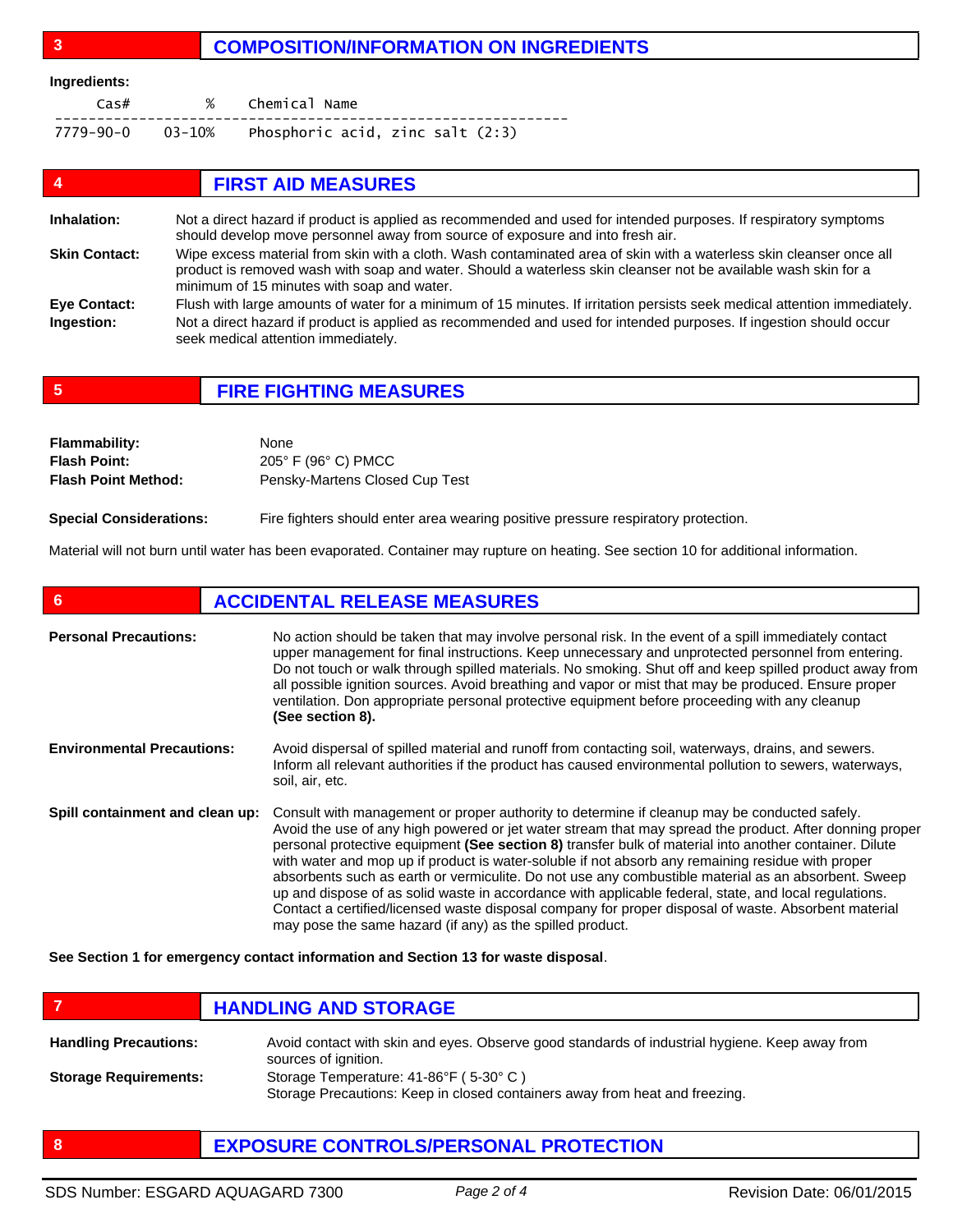## 3 COMPOSITION/INFORMATION ON INGREDIENTS

**Ingredients:**

| Cas# | % | Chemical Name |
|---|---|---|
| 7779-90-0 | 03-10% | Phosphoric acid, zinc salt (2:3) |

## 4 FIRST AID MEASURES

**Inhalation:** Not a direct hazard if product is applied as recommended and used for intended purposes. If respiratory symptoms should develop move personnel away from source of exposure and into fresh air.

**Skin Contact:** Wipe excess material from skin with a cloth. Wash contaminated area of skin with a waterless skin cleanser once all product is removed wash with soap and water. Should a waterless skin cleanser not be available wash skin for a minimum of 15 minutes with soap and water.

**Eye Contact:** Flush with large amounts of water for a minimum of 15 minutes. If irritation persists seek medical attention immediately.

**Ingestion:** Not a direct hazard if product is applied as recommended and used for intended purposes. If ingestion should occur seek medical attention immediately.

## 5 FIRE FIGHTING MEASURES

**Flammability:** None

**Flash Point:** 205° F (96° C) PMCC

**Flash Point Method:** Pensky-Martens Closed Cup Test

**Special Considerations:** Fire fighters should enter area wearing positive pressure respiratory protection.

Material will not burn until water has been evaporated. Container may rupture on heating. See section 10 for additional information.

## 6 ACCIDENTAL RELEASE MEASURES

**Personal Precautions:** No action should be taken that may involve personal risk. In the event of a spill immediately contact upper management for final instructions. Keep unnecessary and unprotected personnel from entering. Do not touch or walk through spilled materials. No smoking. Shut off and keep spilled product away from all possible ignition sources. Avoid breathing and vapor or mist that may be produced. Ensure proper ventilation. Don appropriate personal protective equipment before proceeding with any cleanup **(See section 8).**

**Environmental Precautions:** Avoid dispersal of spilled material and runoff from contacting soil, waterways, drains, and sewers. Inform all relevant authorities if the product has caused environmental pollution to sewers, waterways, soil, air, etc.

**Spill containment and clean up:** Consult with management or proper authority to determine if cleanup may be conducted safely. Avoid the use of any high powered or jet water stream that may spread the product. After donning proper personal protective equipment **(See section 8)** transfer bulk of material into another container. Dilute with water and mop up if product is water-soluble if not absorb any remaining residue with proper absorbents such as earth or vermiculite. Do not use any combustible material as an absorbent. Sweep up and dispose of as solid waste in accordance with applicable federal, state, and local regulations. Contact a certified/licensed waste disposal company for proper disposal of waste. Absorbent material may pose the same hazard (if any) as the spilled product.

**See Section 1 for emergency contact information and Section 13 for waste disposal**.

## 7 HANDLING AND STORAGE

**Handling Precautions:** Avoid contact with skin and eyes. Observe good standards of industrial hygiene. Keep away from sources of ignition.

**Storage Requirements:** Storage Temperature: 41-86°F ( 5-30° C )
Storage Precautions: Keep in closed containers away from heat and freezing.

## 8 EXPOSURE CONTROLS/PERSONAL PROTECTION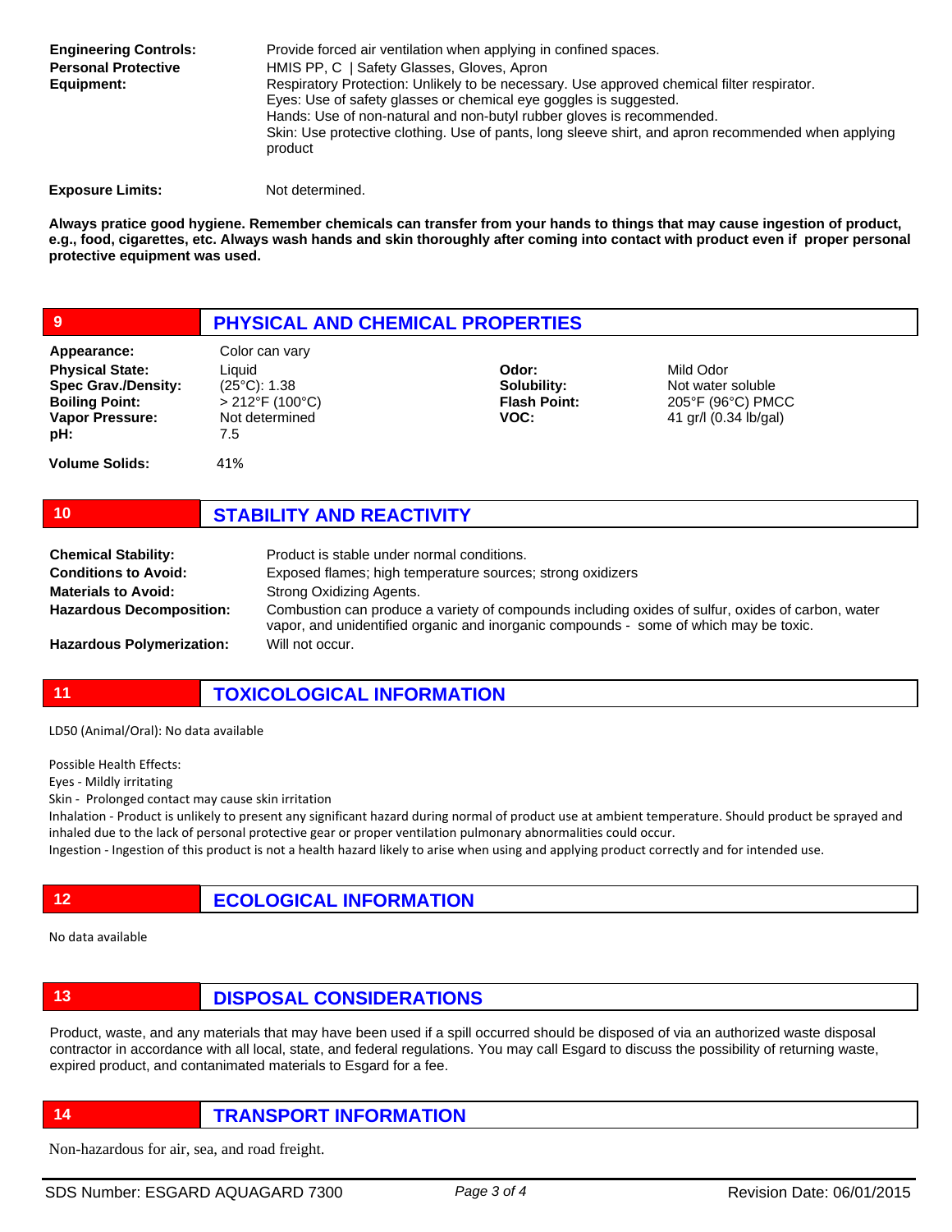**Engineering Controls:** Provide forced air ventilation when applying in confined spaces.

**Personal Protective Equipment:** HMIS PP, C | Safety Glasses, Gloves, Apron
Respiratory Protection: Unlikely to be necessary. Use approved chemical filter respirator.
Eyes: Use of safety glasses or chemical eye goggles is suggested.
Hands: Use of non-natural and non-butyl rubber gloves is recommended.
Skin: Use protective clothing. Use of pants, long sleeve shirt, and apron recommended when applying product

**Exposure Limits:** Not determined.

**Always pratice good hygiene. Remember chemicals can transfer from your hands to things that may cause ingestion of product, e.g., food, cigarettes, etc. Always wash hands and skin thoroughly after coming into contact with product even if proper personal protective equipment was used.**

## 9 PHYSICAL AND CHEMICAL PROPERTIES

| | | | |
|---|---|---|---|
| **Appearance:** | Color can vary | | |
| **Physical State:** | Liquid | **Odor:** | Mild Odor |
| **Spec Grav./Density:** | (25°C): 1.38 | **Solubility:** | Not water soluble |
| **Boiling Point:** | > 212°F (100°C) | **Flash Point:** | 205°F (96°C) PMCC |
| **Vapor Pressure:** | Not determined | **VOC:** | 41 gr/l (0.34 lb/gal) |
| **pH:** | 7.5 | | |
| **Volume Solids:** | 41% | | |

## 10 STABILITY AND REACTIVITY

**Chemical Stability:** Product is stable under normal conditions.

**Conditions to Avoid:** Exposed flames; high temperature sources; strong oxidizers

**Materials to Avoid:** Strong Oxidizing Agents.

**Hazardous Decomposition:** Combustion can produce a variety of compounds including oxides of sulfur, oxides of carbon, water vapor, and unidentified organic and inorganic compounds - some of which may be toxic.

**Hazardous Polymerization:** Will not occur.

## 11 TOXICOLOGICAL INFORMATION

LD50 (Animal/Oral): No data available

Possible Health Effects:
Eyes - Mildly irritating
Skin - Prolonged contact may cause skin irritation
Inhalation - Product is unlikely to present any significant hazard during normal of product use at ambient temperature. Should product be sprayed and inhaled due to the lack of personal protective gear or proper ventilation pulmonary abnormalities could occur.
Ingestion - Ingestion of this product is not a health hazard likely to arise when using and applying product correctly and for intended use.

## 12 ECOLOGICAL INFORMATION

No data available

## 13 DISPOSAL CONSIDERATIONS

Product, waste, and any materials that may have been used if a spill occurred should be disposed of via an authorized waste disposal contractor in accordance with all local, state, and federal regulations. You may call Esgard to discuss the possibility of returning waste, expired product, and contanimated materials to Esgard for a fee.

## 14 TRANSPORT INFORMATION

Non-hazardous for air, sea, and road freight.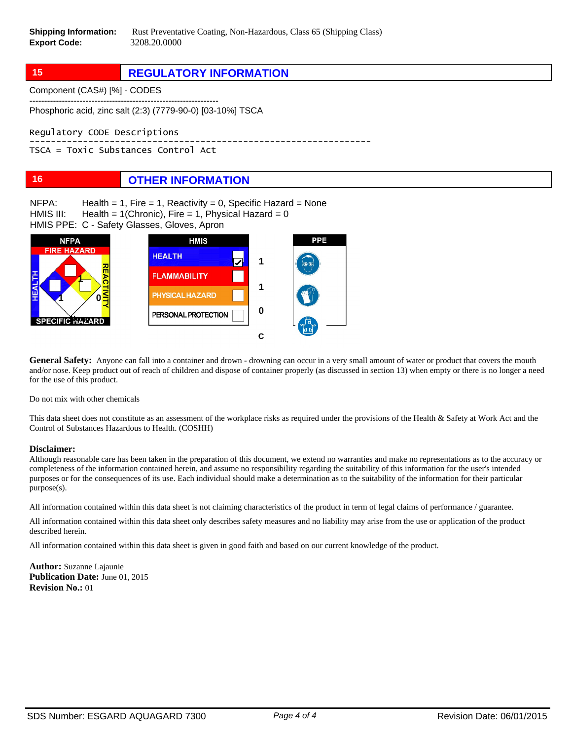**Shipping Information:** Rust Preventative Coating, Non-Hazardous, Class 65 (Shipping Class)
**Export Code:** 3208.20.0000

## 15 REGULATORY INFORMATION

Component (CAS#) [%] - CODES

----------------------------------------------------------------

Phosphoric acid, zinc salt (2:3) (7779-90-0) [03-10%] TSCA

```
Regulatory CODE Descriptions
----------------------------------------------------------------
TSCA = Toxic Substances Control Act
```

## 16 OTHER INFORMATION

NFPA: Health = 1, Fire = 1, Reactivity = 0, Specific Hazard = None
HMIS III: Health = 1(Chronic), Fire = 1, Physical Hazard = 0
HMIS PPE: C - Safety Glasses, Gloves, Apron

NFPA
FIRE HAZARD
HEALTH
REACTIVITY
1
1
0
SPECIFIC HAZARD
None

| HMIS | | |
|---|---|---|
| HEALTH | ✓ | 1 |
| FLAMMABILITY | | 1 |
| PHYSICAL HAZARD | | 0 |
| PERSONAL PROTECTION | | C |

PPE

**General Safety:** Anyone can fall into a container and drown - drowning can occur in a very small amount of water or product that covers the mouth and/or nose. Keep product out of reach of children and dispose of container properly (as discussed in section 13) when empty or there is no longer a need for the use of this product.

Do not mix with other chemicals

This data sheet does not constitute as an assessment of the workplace risks as required under the provisions of the Health & Safety at Work Act and the Control of Substances Hazardous to Health. (COSHH)

**Disclaimer:**
Although reasonable care has been taken in the preparation of this document, we extend no warranties and make no representations as to the accuracy or completeness of the information contained herein, and assume no responsibility regarding the suitability of this information for the user's intended purposes or for the consequences of its use. Each individual should make a determination as to the suitability of the information for their particular purpose(s).

All information contained within this data sheet is not claiming characteristics of the product in term of legal claims of performance / guarantee.

All information contained within this data sheet only describes safety measures and no liability may arise from the use or application of the product described herein.

All information contained within this data sheet is given in good faith and based on our current knowledge of the product.

**Author:** Suzanne Lajaunie
**Publication Date:** June 01, 2015
**Revision No.:** 01

SDS Number: ESGARD AQUAGARD 7300 Revision Date: 06/01/2015